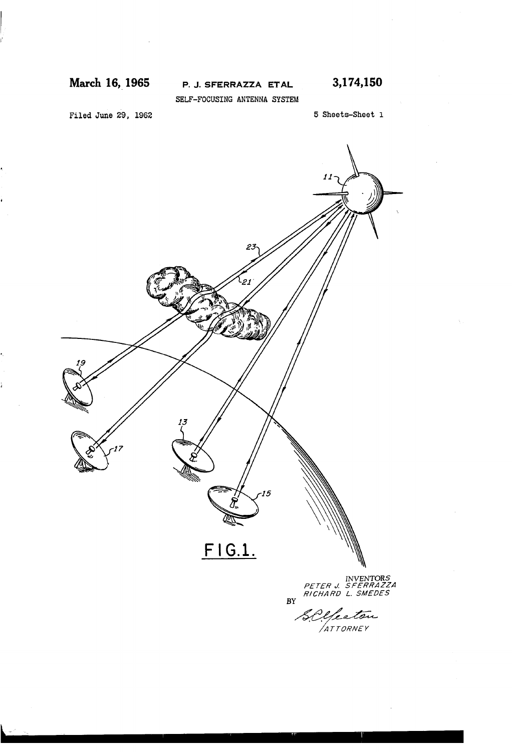March 16, 1965 P. J. SFERRAZZA ETAL 3,174,150

SELF-FOCUSING ANTENNA SYSTEM

Filed June 29, 1962 5 Sheets-Sheet 1

11

23

21

19

17

13

15

FIG.1.

INVENTORS
PETER J. SFERRAZZA
RICHARD L. SMEDES

BY

ATTORNEY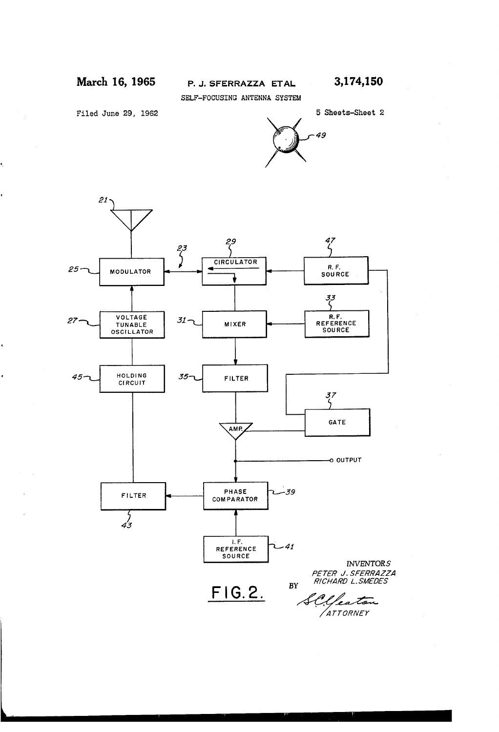March 16, 1965 P. J. SFERRAZZA ETAL 3,174,150

SELF-FOCUSING ANTENNA SYSTEM

Filed June 29, 1962 5 Sheets-Sheet 2

49

21

25 MODULATOR

23

29 CIRCULATOR

47 R. F. SOURCE

27 VOLTAGE TUNABLE OSCILLATOR

31 MIXER

33 R. F. REFERENCE SOURCE

45 HOLDING CIRCUIT

35 FILTER

37 GATE

AMP.

OUTPUT

FILTER 43

PHASE COMPARATOR 39

I. F. REFERENCE SOURCE 41

FIG. 2.

INVENTORS
PETER J. SFERRAZZA
RICHARD L. SMEDES

BY

ATTORNEY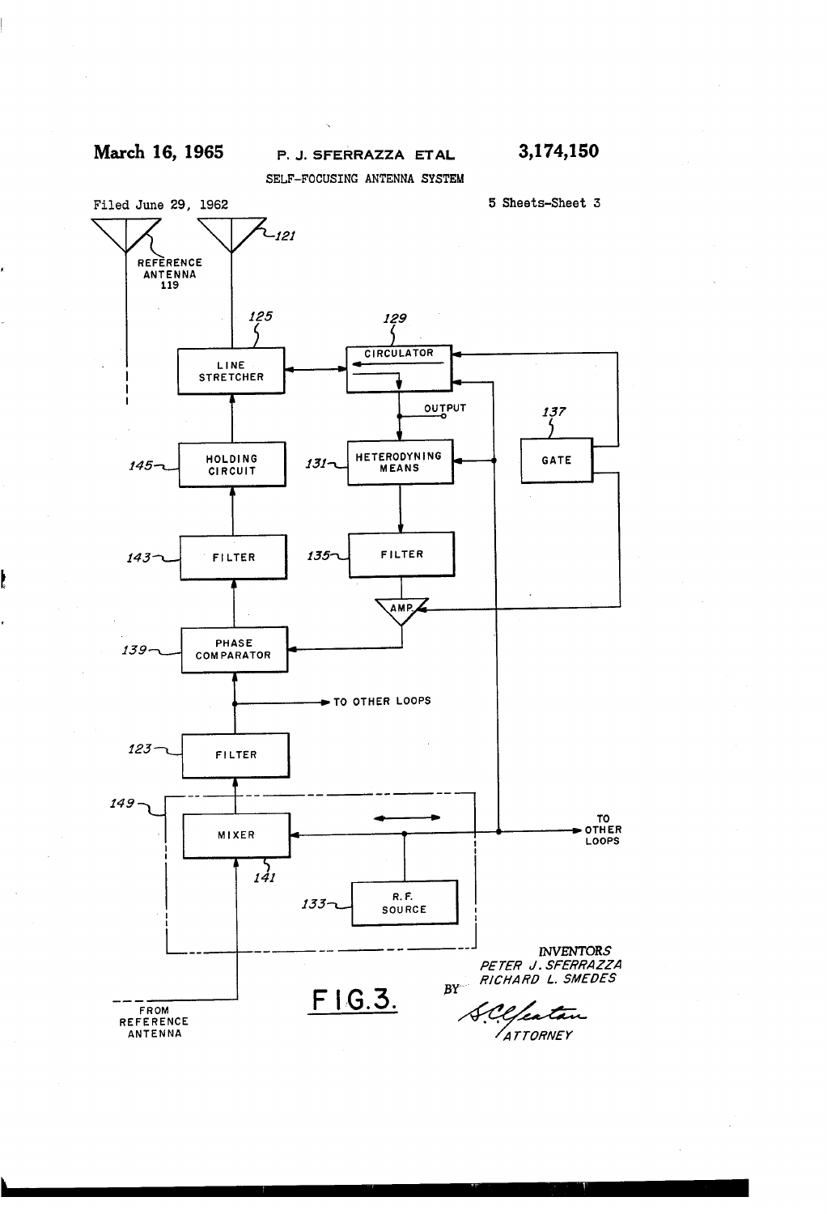March 16, 1965 P. J. SFERRAZZA ETAL 3,174,150

SELF-FOCUSING ANTENNA SYSTEM

Filed June 29, 1962 5 Sheets-Sheet 3

REFERENCE ANTENNA 119

121

125 LINE STRETCHER

129 CIRCULATOR

OUTPUT

137 GATE

145 HOLDING CIRCUIT

131 HETERODYNING MEANS

143 FILTER

135 FILTER

AMP.

139 PHASE COMPARATOR

TO OTHER LOOPS

123 FILTER

149

MIXER

141

TO OTHER LOOPS

133 R. F. SOURCE

FROM REFERENCE ANTENNA

FIG.3.

INVENTORS
PETER J. SFERRAZZA
RICHARD L. SMEDES

BY

ATTORNEY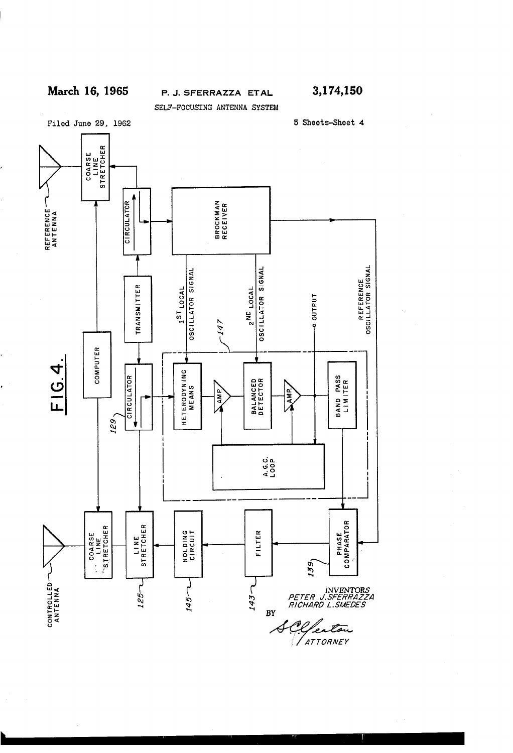March 16, 1965

P. J. SFERRAZZA ETAL

3,174,150

SELF-FOCUSING ANTENNA SYSTEM

Filed June 29, 1962

5 Sheets-Sheet 4

FIG. 4.

REFERENCE ANTENNA

COARSE LINE STRETCHER

CIRCULATOR

BROCKMAN RECEIVER

TRANSMITTER

COMPUTER

1ST LOCAL OSCILLATOR SIGNAL

2ND LOCAL OSCILLATOR SIGNAL

OUTPUT

REFERENCE OSCILLATOR SIGNAL

147

129

CIRCULATOR

HETERODYNING MEANS

AMP.

BALANCED DETECTOR

AMP.

BAND PASS LIMITER

A.G.C. LOOP

CONTROLLED ANTENNA

COARSE LINE STRETCHER

LINE STRETCHER

HOLDING CIRCUIT

FILTER

PHASE COMPARATOR

125

145

143

139

INVENTORS
PETER J. SFERRAZZA
RICHARD L. SMEDES

BY

ATTORNEY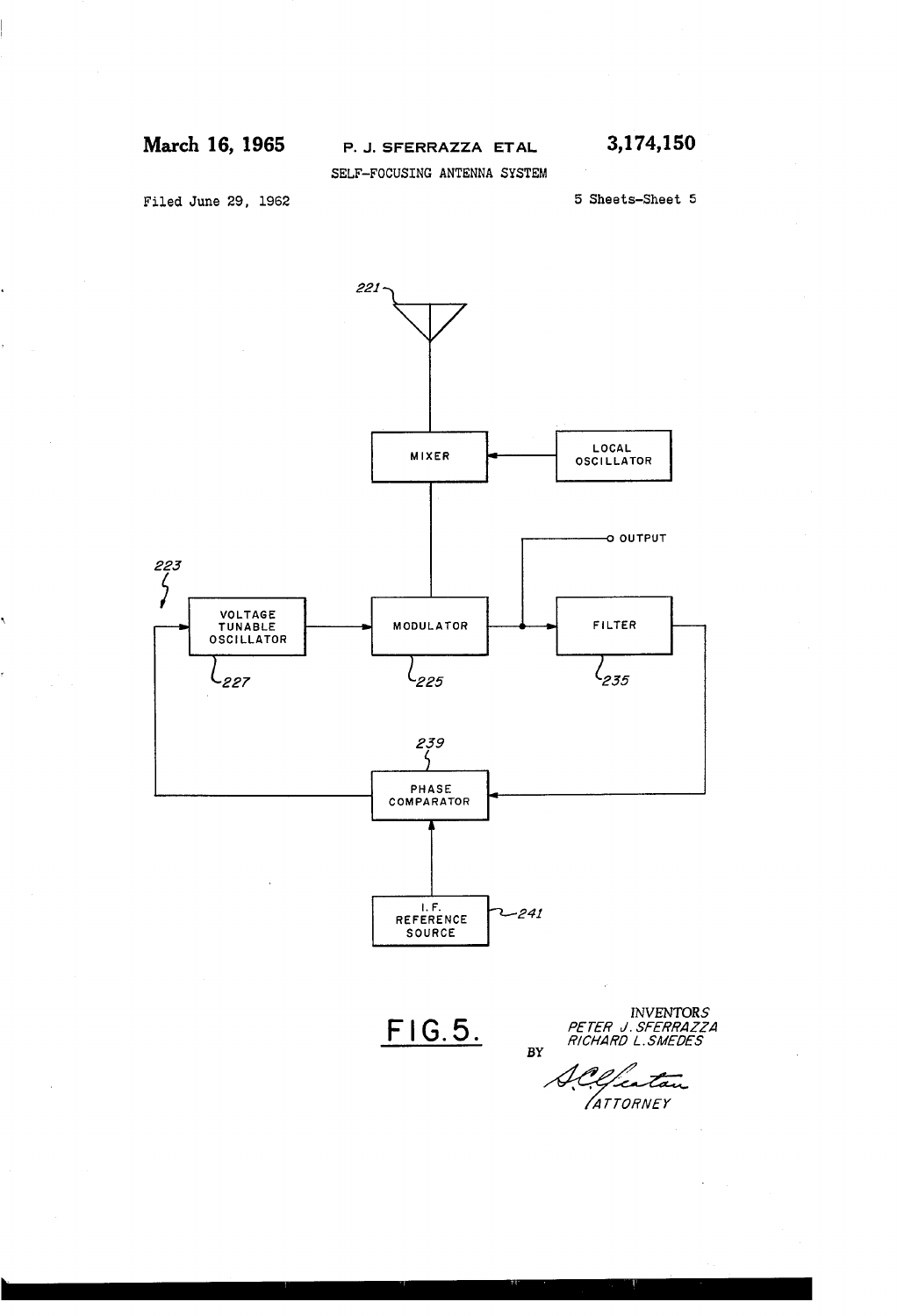March 16, 1965 P. J. SFERRAZZA ETAL 3,174,150

SELF-FOCUSING ANTENNA SYSTEM

Filed June 29, 1962 5 Sheets-Sheet 5

221

MIXER

LOCAL OSCILLATOR

OUTPUT

223

VOLTAGE TUNABLE OSCILLATOR

227

MODULATOR

225

FILTER

235

239

PHASE COMPARATOR

I. F. REFERENCE SOURCE

241

FIG. 5.

INVENTORS
PETER J. SFERRAZZA
RICHARD L. SMEDES

BY

ATTORNEY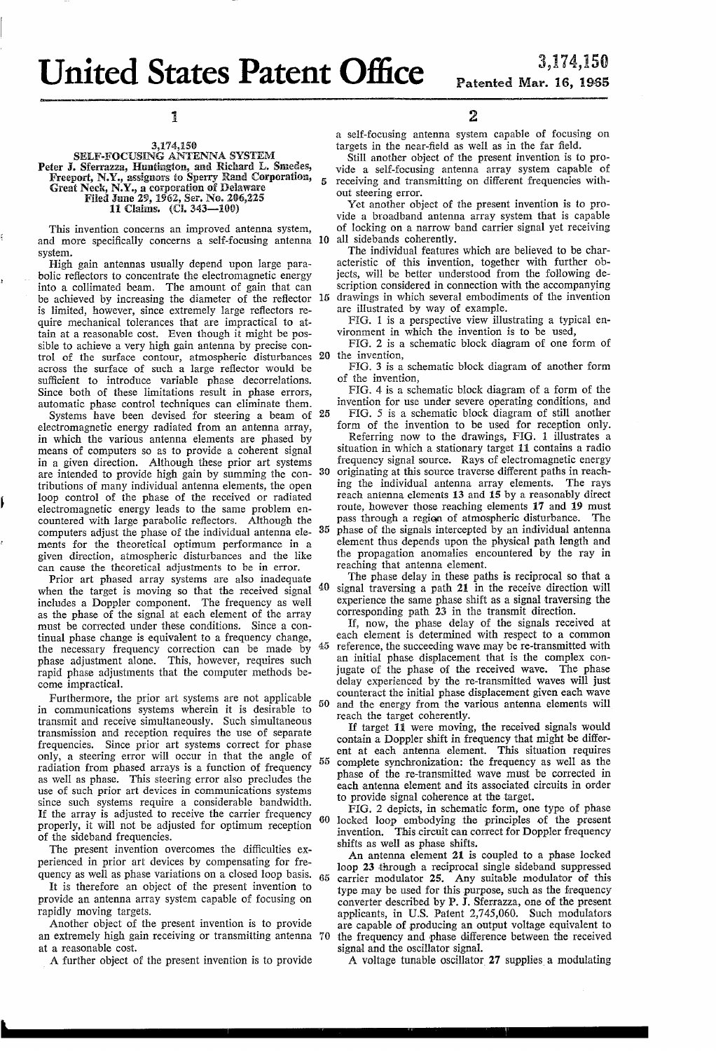# United States Patent Office

**3,174,150**
Patented Mar. 16, 1965

**3,174,150**
**SELF-FOCUSING ANTENNA SYSTEM**
Peter J. Sferrazza, Huntington, and Richard L. Smedes, Freeport, N.Y., assignors to Sperry Rand Corporation, Great Neck, N.Y., a corporation of Delaware
Filed June 29, 1962, Ser. No. 206,225
11 Claims. (Cl. 343—100)

This invention concerns an improved antenna system, and more specifically concerns a self-focusing antenna system.

High gain antennas usually depend upon large parabolic reflectors to concentrate the electromagnetic energy into a collimated beam. The amount of gain that can be achieved by increasing the diameter of the reflector is limited, however, since extremely large reflectors require mechanical tolerances that are impractical to attain at a reasonable cost. Even though it might be possible to achieve a very high gain antenna by precise control of the surface contour, atmospheric disturbances across the surface of such a large reflector would be sufficient to introduce variable phase decorrelations. Since both of these limitations result in phase errors, automatic phase control techniques can eliminate them.

Systems have been devised for steering a beam of electromagnetic energy radiated from an antenna array, in which the various antenna elements are phased by means of computers so as to provide a coherent signal in a given direction. Although these prior art systems are intended to provide high gain by summing the contributions of many individual antenna elements, the open loop control of the phase of the received or radiated electromagnetic energy leads to the same problem encountered with large parabolic reflectors. Although the computers adjust the phase of the individual antenna elements for the theoretical optimum performance in a given direction, atmospheric disturbances and the like can cause the theoretical adjustments to be in error.

Prior art phased array systems are also inadequate when the target is moving so that the received signal includes a Doppler component. The frequency as well as the phase of the signal at each element of the array must be corrected under these conditions. Since a continual phase change is equivalent to a frequency change, the necessary frequency correction can be made by phase adjustment alone. This, however, requires such rapid phase adjustments that the computer methods become impractical.

Furthermore, the prior art systems are not applicable in communications systems wherein it is desirable to transmit and receive simultaneously. Such simultaneous transmission and reception requires the use of separate frequencies. Since prior art systems correct for phase only, a steering error will occur in that the angle of radiation from phased arrays is a function of frequency as well as phase. This steering error also precludes the use of such prior art devices in communications systems since such systems require a considerable bandwidth. If the array is adjusted to receive the carrier frequency properly, it will not be adjusted for optimum reception of the sideband frequencies.

The present invention overcomes the difficulties experienced in prior art devices by compensating for frequency as well as phase variations on a closed loop basis.

It is therefore an object of the present invention to provide an antenna array system capable of focusing on rapidly moving targets.

Another object of the present invention is to provide an extremely high gain receiving or transmitting antenna at a reasonable cost.

A further object of the present invention is to provide a self-focusing antenna system capable of focusing on targets in the near-field as well as in the far field.

Still another object of the present invention is to provide a self-focusing antenna array system capable of receiving and transmitting on different frequencies without steering error.

Yet another object of the present invention is to provide a broadband antenna array system that is capable of locking on a narrow band carrier signal yet receiving all sidebands coherently.

The individual features which are believed to be characteristic of this invention, together with further objects, will be better understood from the following description considered in connection with the accompanying drawings in which several embodiments of the invention are illustrated by way of example.

FIG. 1 is a perspective view illustrating a typical environment in which the invention is to be used,

FIG. 2 is a schematic block diagram of one form of the invention,

FIG. 3 is a schematic block diagram of another form of the invention,

FIG. 4 is a schematic block diagram of a form of the invention for use under severe operating conditions, and

FIG. 5 is a schematic block diagram of still another form of the invention to be used for reception only.

Referring now to the drawings, FIG. 1 illustrates a situation in which a stationary target 11 contains a radio frequency signal source. Rays of electromagnetic energy originating at this source traverse different paths in reaching the individual antenna array elements. The rays reach antenna elements 13 and 15 by a reasonably direct route, however those reaching elements 17 and 19 must pass through a region of atmospheric disturbance. The phase of the signals intercepted by an individual antenna element thus depends upon the physical path length and the propagation anomalies encountered by the ray in reaching that antenna element.

The phase delay in these paths is reciprocal so that a signal traversing a path 21 in the receive direction will experience the same phase shift as a signal traversing the corresponding path 23 in the transmit direction.

If, now, the phase delay of the signals received at each element is determined with respect to a common reference, the succeeding wave may be re-transmitted with an initial phase displacement that is the complex conjugate of the phase of the received wave. The phase delay experienced by the re-transmitted waves will just counteract the initial phase displacement given each wave and the energy from the various antenna elements will reach the target coherently.

If target 11 were moving, the received signals would contain a Doppler shift in frequency that might be different at each antenna element. This situation requires complete synchronization: the frequency as well as the phase of the re-transmitted wave must be corrected in each antenna element and its associated circuits in order to provide signal coherence at the target.

FIG. 2 depicts, in schematic form, one type of phase locked loop embodying the principles of the present invention. This circuit can correct for Doppler frequency shifts as well as phase shifts.

An antenna element 21 is coupled to a phase locked loop 23 through a reciprocal single sideband suppressed carrier modulator 25. Any suitable modulator of this type may be used for this purpose, such as the frequency converter described by P. J. Sferrazza, one of the present applicants, in U.S. Patent 2,745,060. Such modulators are capable of producing an output voltage equivalent to the frequency and phase difference between the received signal and the oscillator signal.

A voltage tunable oscillator 27 supplies a modulating